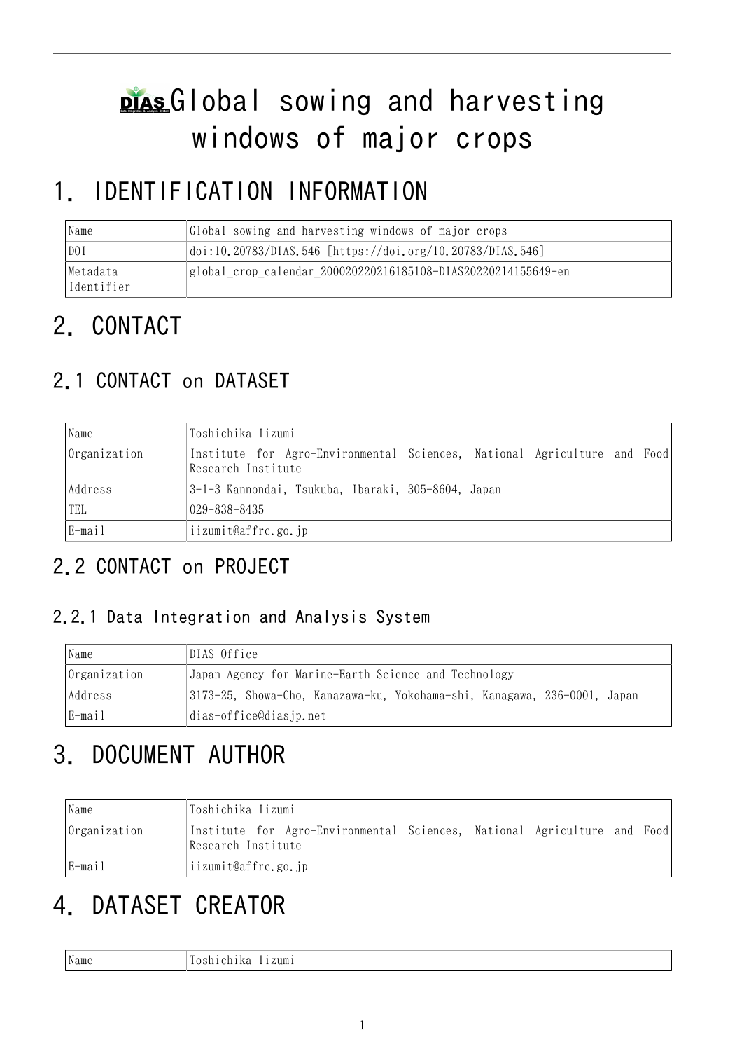# Global sowing and harvesting windows of major crops

## 1. IDENTIFICATION INFORMATION

| Name | Global sowing and harvesting windows of major crops |
|---|---|
| DOI | doi:10.20783/DIAS.546 [https://doi.org/10.20783/DIAS.546] |
| Metadata Identifier | global_crop_calendar_200020220216185108-DIAS20220214155649-en |

## 2. CONTACT

### 2.1 CONTACT on DATASET

| Name | Toshichika Iizumi |
|---|---|
| Organization | Institute for Agro-Environmental Sciences, National Agriculture and Food Research Institute |
| Address | 3-1-3 Kannondai, Tsukuba, Ibaraki, 305-8604, Japan |
| TEL | 029-838-8435 |
| E-mail | iizumit@affrc.go.jp |

### 2.2 CONTACT on PROJECT

#### 2.2.1 Data Integration and Analysis System

| Name | DIAS Office |
|---|---|
| Organization | Japan Agency for Marine-Earth Science and Technology |
| Address | 3173-25, Showa-Cho, Kanazawa-ku, Yokohama-shi, Kanagawa, 236-0001, Japan |
| E-mail | dias-office@diasjp.net |

## 3. DOCUMENT AUTHOR

| Name | Toshichika Iizumi |
|---|---|
| Organization | Institute for Agro-Environmental Sciences, National Agriculture and Food Research Institute |
| E-mail | iizumit@affrc.go.jp |

## 4. DATASET CREATOR

| Name | Toshichika Iizumi |
|---|---|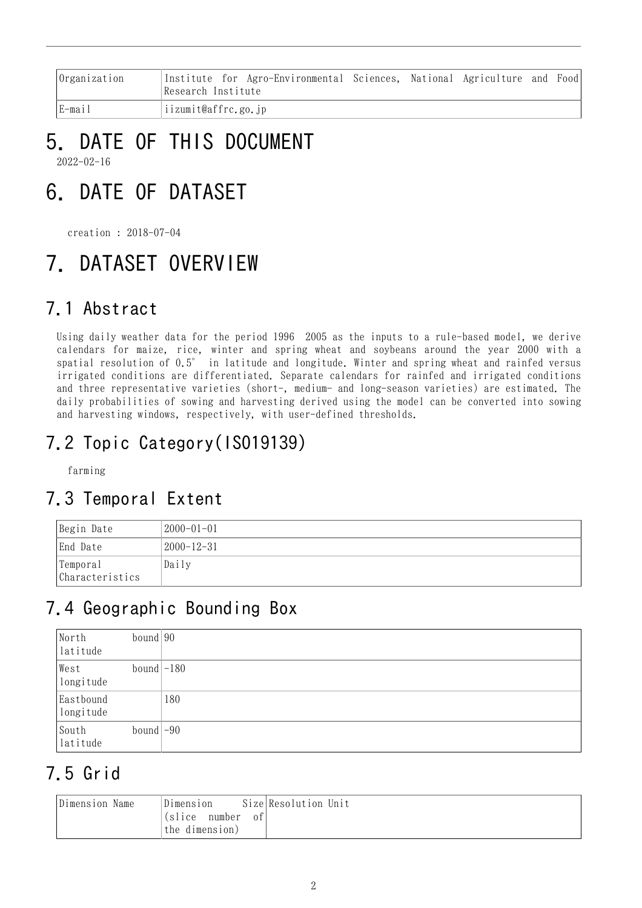| Organization | Institute for Agro-Environmental Sciences, National Agriculture and Food Research Institute |
|---|---|
| E-mail | iizumit@affrc.go.jp |

# 5. DATE OF THIS DOCUMENT

2022-02-16

# 6. DATE OF DATASET

creation : 2018-07-04

# 7. DATASET OVERVIEW

## 7.1 Abstract

Using daily weather data for the period 1996 2005 as the inputs to a rule-based model, we derive calendars for maize, rice, winter and spring wheat and soybeans around the year 2000 with a spatial resolution of 0.5° in latitude and longitude. Winter and spring wheat and rainfed versus irrigated conditions are differentiated. Separate calendars for rainfed and irrigated conditions and three representative varieties (short-, medium- and long-season varieties) are estimated. The daily probabilities of sowing and harvesting derived using the model can be converted into sowing and harvesting windows, respectively, with user-defined thresholds.

## 7.2 Topic Category(ISO19139)

farming

## 7.3 Temporal Extent

| Begin Date | 2000-01-01 |
|---|---|
| End Date | 2000-12-31 |
| Temporal Characteristics | Daily |

## 7.4 Geographic Bounding Box

| North bound latitude | 90 |
|---|---|
| West bound longitude | -180 |
| Eastbound longitude | 180 |
| South bound latitude | -90 |

## 7.5 Grid

| Dimension Name | Dimension Size (slice number of the dimension) | Resolution Unit |
|---|---|---|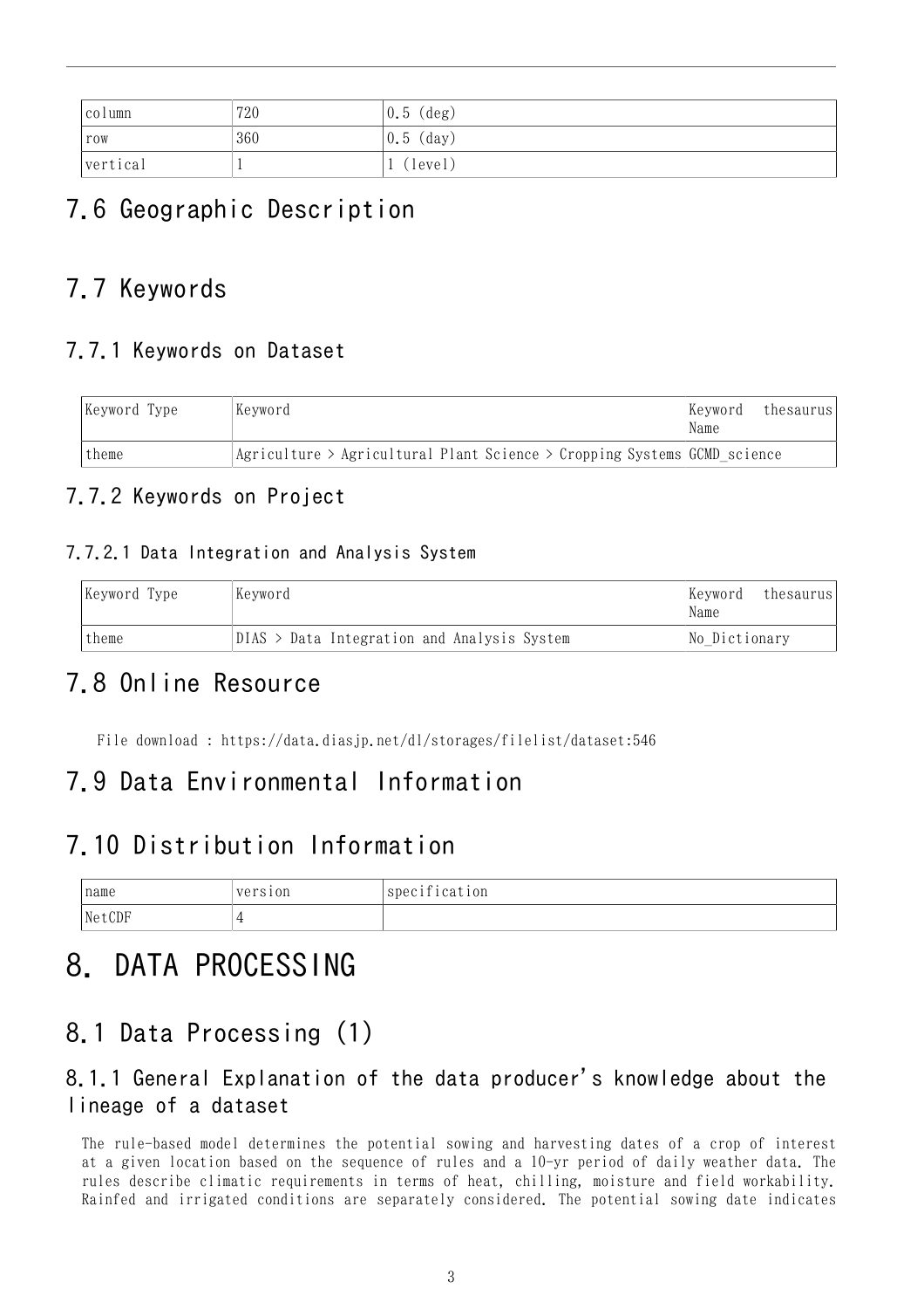| column | 720 | 0.5 (deg) |
|---|---|---|
| row | 360 | 0.5 (day) |
| vertical | 1 | 1 (level) |

## 7.6 Geographic Description

## 7.7 Keywords

### 7.7.1 Keywords on Dataset

| Keyword Type | Keyword | Keyword thesaurus Name |
|---|---|---|
| theme | Agriculture > Agricultural Plant Science > Cropping Systems | GCMD_science |

### 7.7.2 Keywords on Project

#### 7.7.2.1 Data Integration and Analysis System

| Keyword Type | Keyword | Keyword thesaurus Name |
|---|---|---|
| theme | DIAS > Data Integration and Analysis System | No_Dictionary |

## 7.8 Online Resource

File download : https://data.diasjp.net/dl/storages/filelist/dataset:546

## 7.9 Data Environmental Information

## 7.10 Distribution Information

| name | version | specification |
|---|---|---|
| NetCDF | 4 | |

# 8. DATA PROCESSING

## 8.1 Data Processing (1)

### 8.1.1 General Explanation of the data producer's knowledge about the lineage of a dataset

The rule-based model determines the potential sowing and harvesting dates of a crop of interest at a given location based on the sequence of rules and a 10-yr period of daily weather data. The rules describe climatic requirements in terms of heat, chilling, moisture and field workability. Rainfed and irrigated conditions are separately considered. The potential sowing date indicates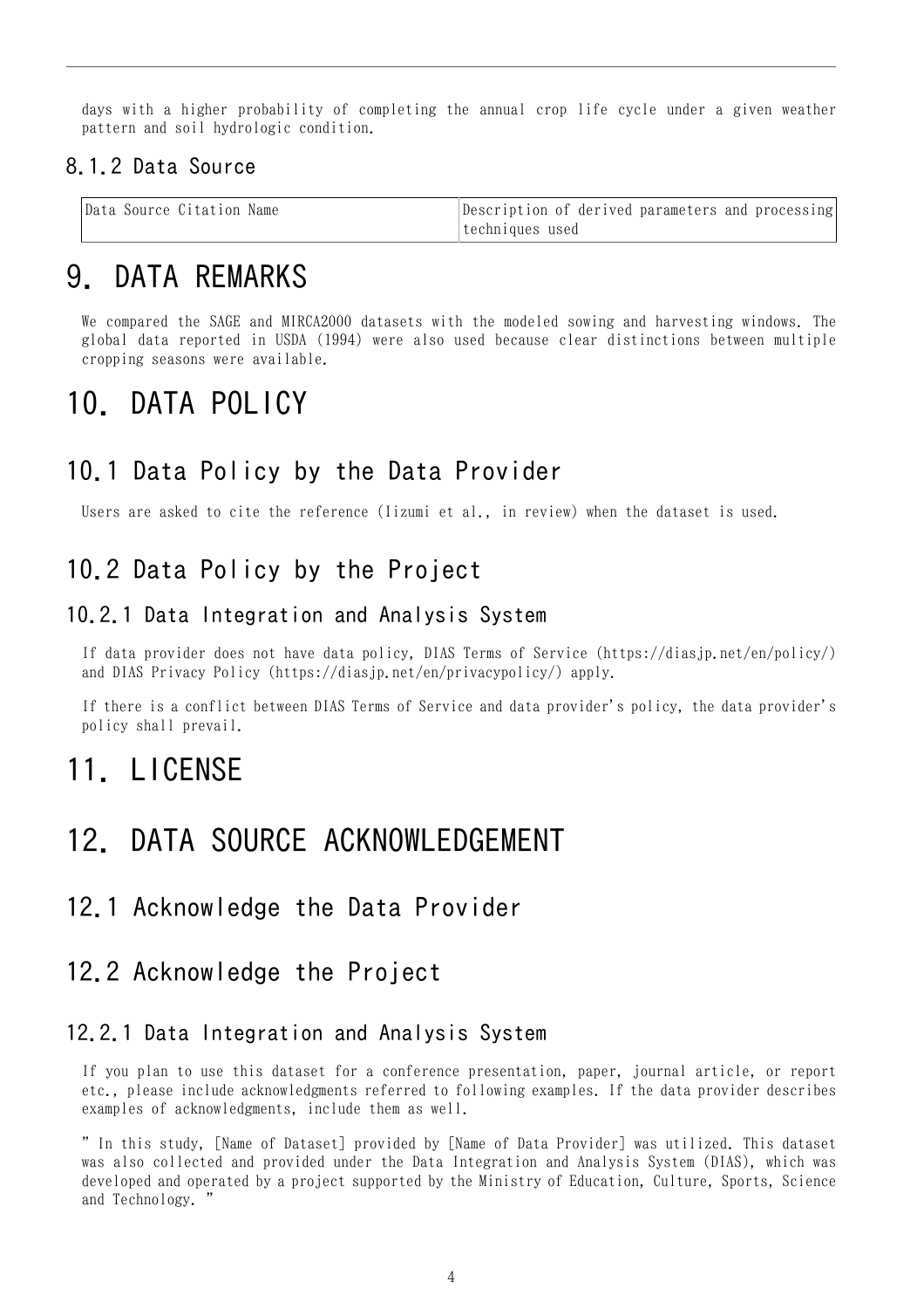days with a higher probability of completing the annual crop life cycle under a given weather pattern and soil hydrologic condition.

### 8.1.2 Data Source

| Data Source Citation Name | Description of derived parameters and processing techniques used |
| --- | --- |

# 9. DATA REMARKS

We compared the SAGE and MIRCA2000 datasets with the modeled sowing and harvesting windows. The global data reported in USDA (1994) were also used because clear distinctions between multiple cropping seasons were available.

# 10. DATA POLICY

## 10.1 Data Policy by the Data Provider

Users are asked to cite the reference (Iizumi et al., in review) when the dataset is used.

## 10.2 Data Policy by the Project

### 10.2.1 Data Integration and Analysis System

If data provider does not have data policy, DIAS Terms of Service (https://diasjp.net/en/policy/) and DIAS Privacy Policy (https://diasjp.net/en/privacypolicy/) apply.

If there is a conflict between DIAS Terms of Service and data provider's policy, the data provider's policy shall prevail.

# 11. LICENSE

# 12. DATA SOURCE ACKNOWLEDGEMENT

## 12.1 Acknowledge the Data Provider

## 12.2 Acknowledge the Project

### 12.2.1 Data Integration and Analysis System

If you plan to use this dataset for a conference presentation, paper, journal article, or report etc., please include acknowledgments referred to following examples. If the data provider describes examples of acknowledgments, include them as well.

" In this study, [Name of Dataset] provided by [Name of Data Provider] was utilized. This dataset was also collected and provided under the Data Integration and Analysis System (DIAS), which was developed and operated by a project supported by the Ministry of Education, Culture, Sports, Science and Technology. "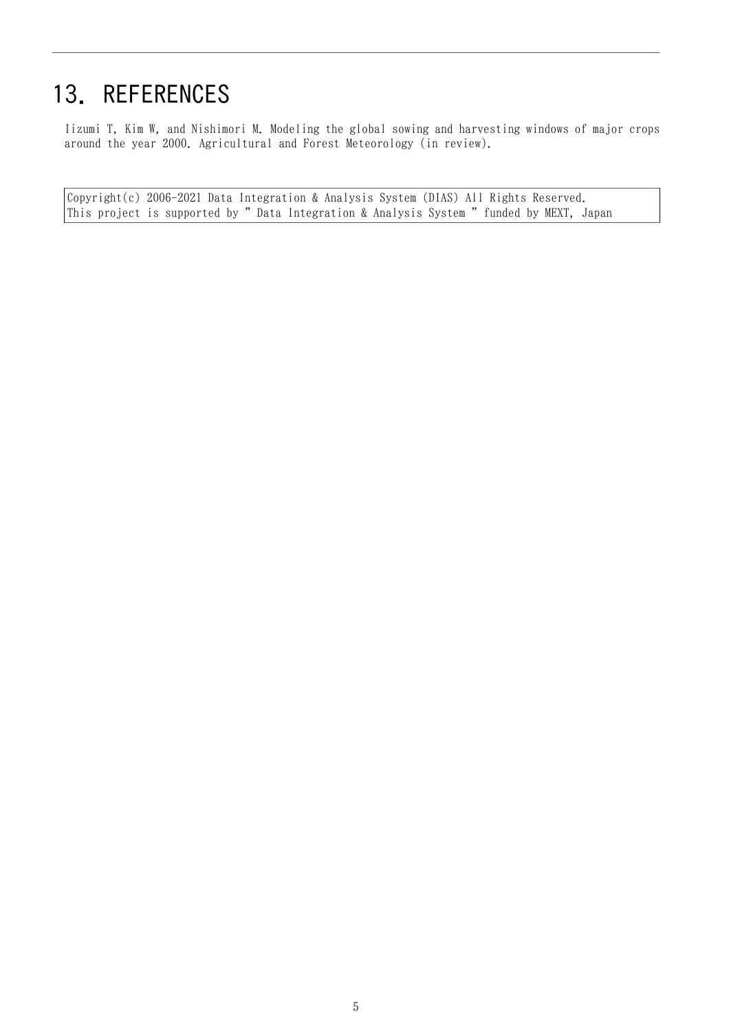# 13. REFERENCES

Iizumi T, Kim W, and Nishimori M. Modeling the global sowing and harvesting windows of major crops around the year 2000. Agricultural and Forest Meteorology (in review).

Copyright(c) 2006-2021 Data Integration & Analysis System (DIAS) All Rights Reserved.
This project is supported by " Data Integration & Analysis System " funded by MEXT, Japan